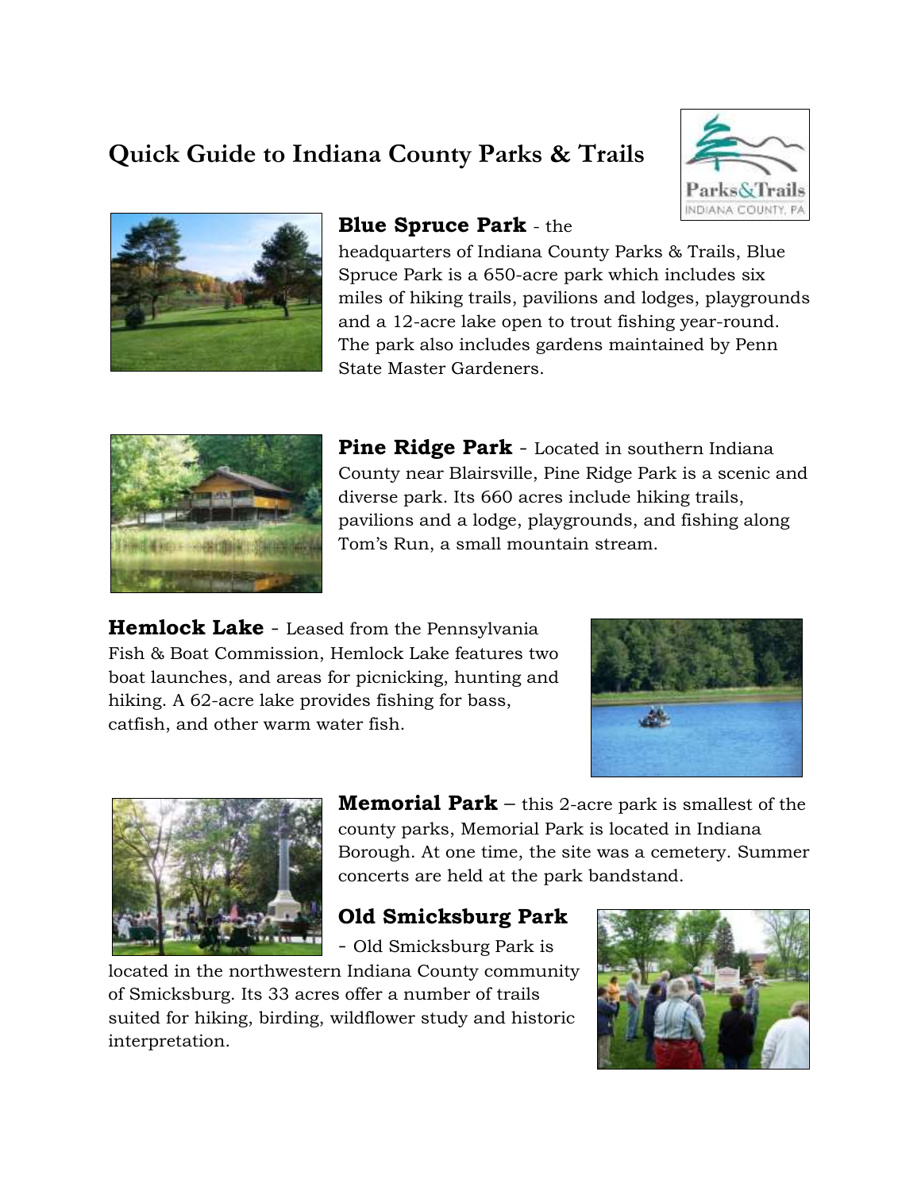# Quick Guide to Indiana County Parks & Trails

**Blue Spruce Park** - the headquarters of Indiana County Parks & Trails, Blue Spruce Park is a 650-acre park which includes six miles of hiking trails, pavilions and lodges, playgrounds and a 12-acre lake open to trout fishing year-round. The park also includes gardens maintained by Penn State Master Gardeners.

**Pine Ridge Park** - Located in southern Indiana County near Blairsville, Pine Ridge Park is a scenic and diverse park. Its 660 acres include hiking trails, pavilions and a lodge, playgrounds, and fishing along Tom's Run, a small mountain stream.

**Hemlock Lake** - Leased from the Pennsylvania Fish & Boat Commission, Hemlock Lake features two boat launches, and areas for picnicking, hunting and hiking. A 62-acre lake provides fishing for bass, catfish, and other warm water fish.

**Memorial Park** – this 2-acre park is smallest of the county parks, Memorial Park is located in Indiana Borough. At one time, the site was a cemetery. Summer concerts are held at the park bandstand.

**Old Smicksburg Park** - Old Smicksburg Park is located in the northwestern Indiana County community of Smicksburg. Its 33 acres offer a number of trails suited for hiking, birding, wildflower study and historic interpretation.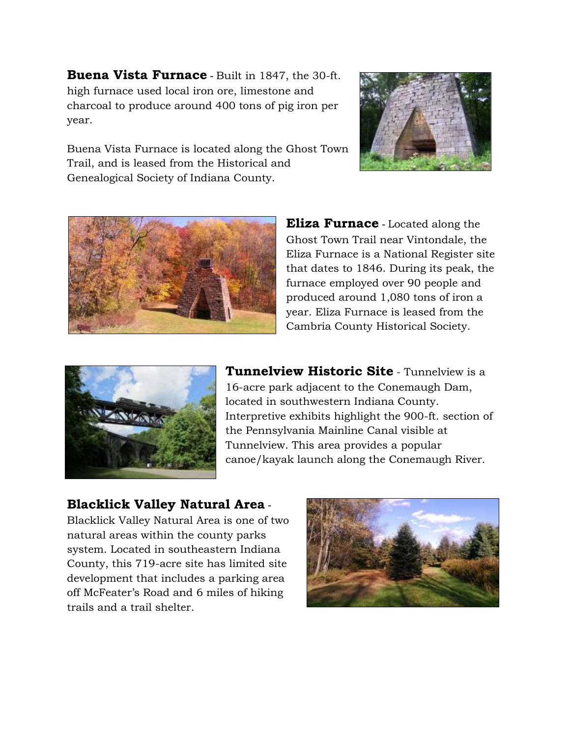**Buena Vista Furnace** - Built in 1847, the 30-ft. high furnace used local iron ore, limestone and charcoal to produce around 400 tons of pig iron per year.

Buena Vista Furnace is located along the Ghost Town Trail, and is leased from the Historical and Genealogical Society of Indiana County.

**Eliza Furnace** - Located along the Ghost Town Trail near Vintondale, the Eliza Furnace is a National Register site that dates to 1846. During its peak, the furnace employed over 90 people and produced around 1,080 tons of iron a year. Eliza Furnace is leased from the Cambria County Historical Society.

**Tunnelview Historic Site** - Tunnelview is a 16-acre park adjacent to the Conemaugh Dam, located in southwestern Indiana County. Interpretive exhibits highlight the 900-ft. section of the Pennsylvania Mainline Canal visible at Tunnelview. This area provides a popular canoe/kayak launch along the Conemaugh River.

**Blacklick Valley Natural Area** - Blacklick Valley Natural Area is one of two natural areas within the county parks system. Located in southeastern Indiana County, this 719-acre site has limited site development that includes a parking area off McFeater's Road and 6 miles of hiking trails and a trail shelter.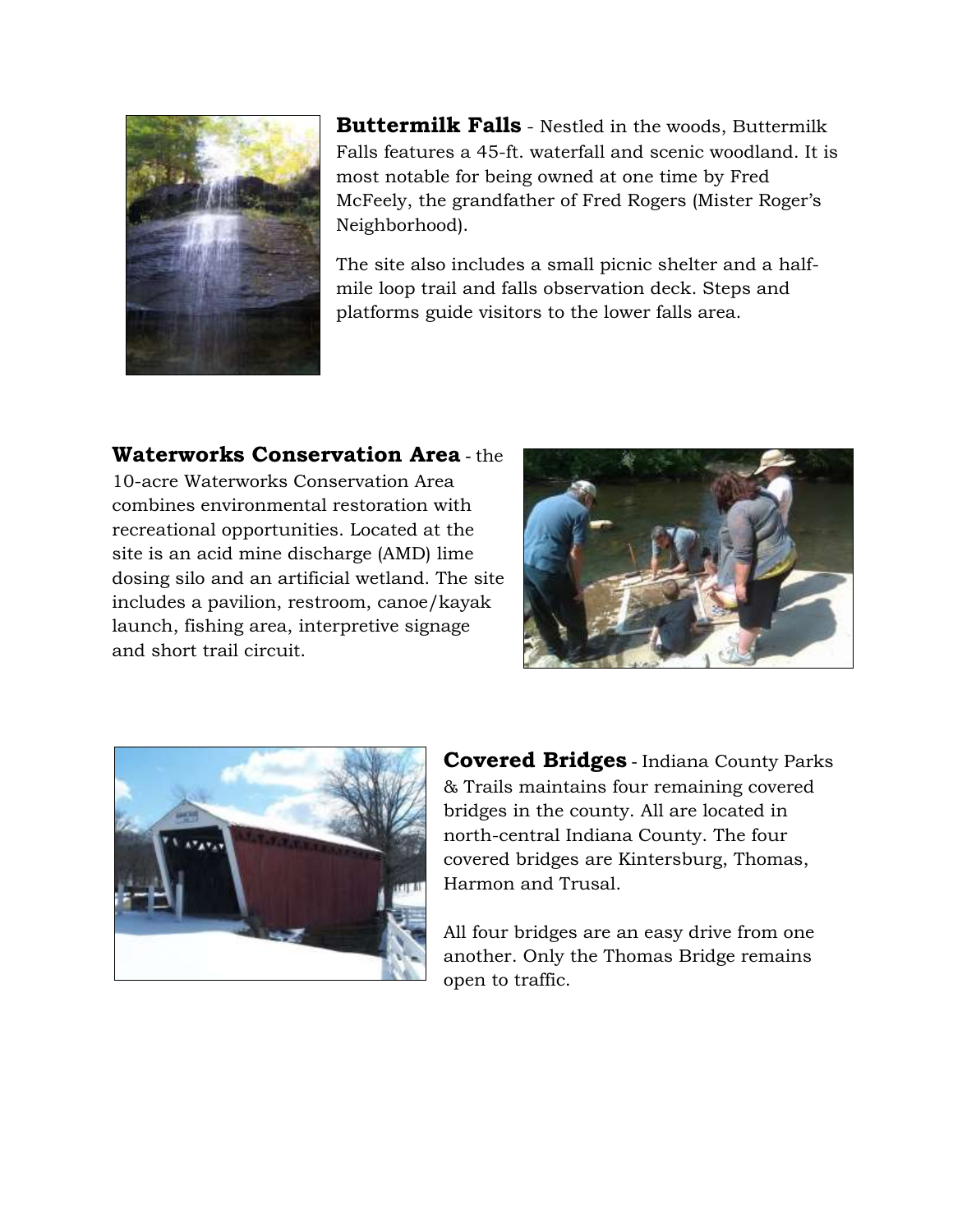**Buttermilk Falls** - Nestled in the woods, Buttermilk Falls features a 45-ft. waterfall and scenic woodland. It is most notable for being owned at one time by Fred McFeely, the grandfather of Fred Rogers (Mister Roger's Neighborhood).

The site also includes a small picnic shelter and a half-mile loop trail and falls observation deck. Steps and platforms guide visitors to the lower falls area.

**Waterworks Conservation Area** - the 10-acre Waterworks Conservation Area combines environmental restoration with recreational opportunities. Located at the site is an acid mine discharge (AMD) lime dosing silo and an artificial wetland. The site includes a pavilion, restroom, canoe/kayak launch, fishing area, interpretive signage and short trail circuit.

**Covered Bridges** - Indiana County Parks & Trails maintains four remaining covered bridges in the county. All are located in north-central Indiana County. The four covered bridges are Kintersburg, Thomas, Harmon and Trusal.

All four bridges are an easy drive from one another. Only the Thomas Bridge remains open to traffic.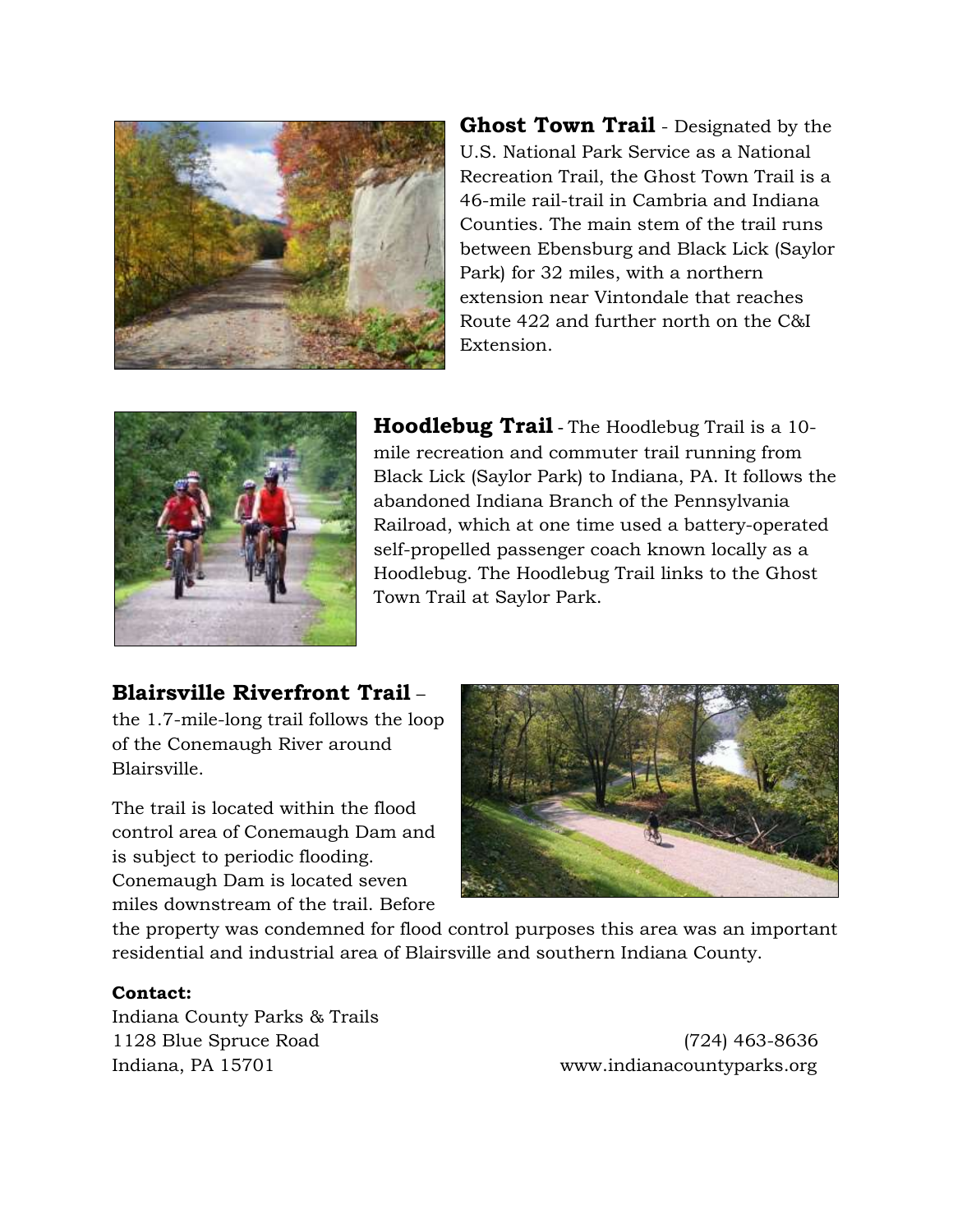**Ghost Town Trail** - Designated by the U.S. National Park Service as a National Recreation Trail, the Ghost Town Trail is a 46-mile rail-trail in Cambria and Indiana Counties. The main stem of the trail runs between Ebensburg and Black Lick (Saylor Park) for 32 miles, with a northern extension near Vintondale that reaches Route 422 and further north on the C&I Extension.

**Hoodlebug Trail** - The Hoodlebug Trail is a 10-mile recreation and commuter trail running from Black Lick (Saylor Park) to Indiana, PA. It follows the abandoned Indiana Branch of the Pennsylvania Railroad, which at one time used a battery-operated self-propelled passenger coach known locally as a Hoodlebug. The Hoodlebug Trail links to the Ghost Town Trail at Saylor Park.

**Blairsville Riverfront Trail** – the 1.7-mile-long trail follows the loop of the Conemaugh River around Blairsville.

The trail is located within the flood control area of Conemaugh Dam and is subject to periodic flooding. Conemaugh Dam is located seven miles downstream of the trail. Before the property was condemned for flood control purposes this area was an important residential and industrial area of Blairsville and southern Indiana County.

**Contact:**

Indiana County Parks & Trails
1128 Blue Spruce Road
Indiana, PA 15701

(724) 463-8636
www.indianacountyparks.org